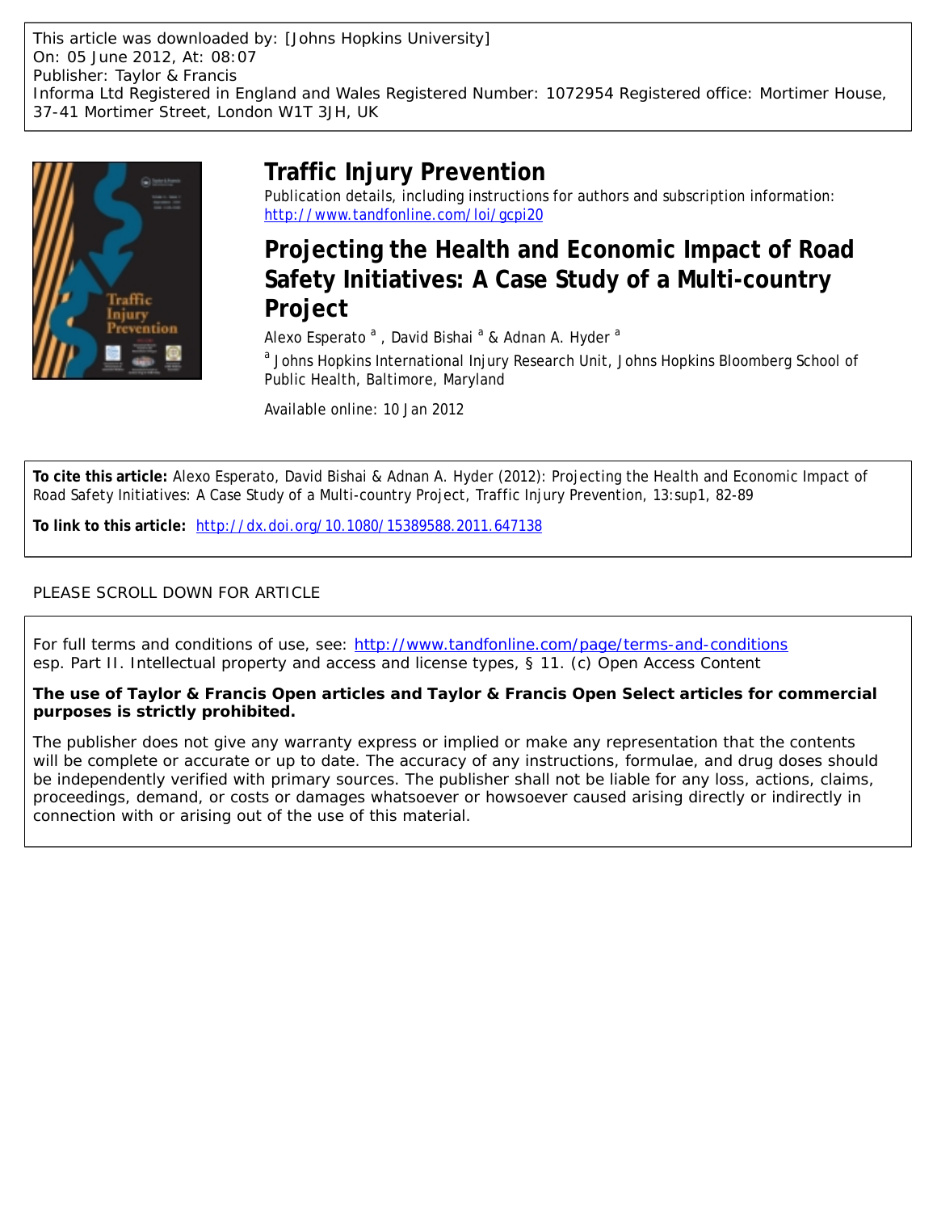This article was downloaded by: [Johns Hopkins University]
On: 05 June 2012, At: 08:07
Publisher: Taylor & Francis
Informa Ltd Registered in England and Wales Registered Number: 1072954 Registered office: Mortimer House, 37-41 Mortimer Street, London W1T 3JH, UK

# Traffic Injury Prevention

Publication details, including instructions for authors and subscription information:
http://www.tandfonline.com/loi/gcpi20

## Projecting the Health and Economic Impact of Road Safety Initiatives: A Case Study of a Multi-country Project

Alexo Esperato [a] , David Bishai [a] & Adnan A. Hyder [a]

[a] Johns Hopkins International Injury Research Unit, Johns Hopkins Bloomberg School of Public Health, Baltimore, Maryland

Available online: 10 Jan 2012

**To cite this article:** Alexo Esperato, David Bishai & Adnan A. Hyder (2012): Projecting the Health and Economic Impact of Road Safety Initiatives: A Case Study of a Multi-country Project, Traffic Injury Prevention, 13:sup1, 82-89

**To link to this article:** http://dx.doi.org/10.1080/15389588.2011.647138

PLEASE SCROLL DOWN FOR ARTICLE

For full terms and conditions of use, see: http://www.tandfonline.com/page/terms-and-conditions
esp. Part II. Intellectual property and access and license types, § 11. (c) Open Access Content

**The use of Taylor & Francis Open articles and Taylor & Francis Open Select articles for commercial purposes is strictly prohibited.**

The publisher does not give any warranty express or implied or make any representation that the contents will be complete or accurate or up to date. The accuracy of any instructions, formulae, and drug doses should be independently verified with primary sources. The publisher shall not be liable for any loss, actions, claims, proceedings, demand, or costs or damages whatsoever or howsoever caused arising directly or indirectly in connection with or arising out of the use of this material.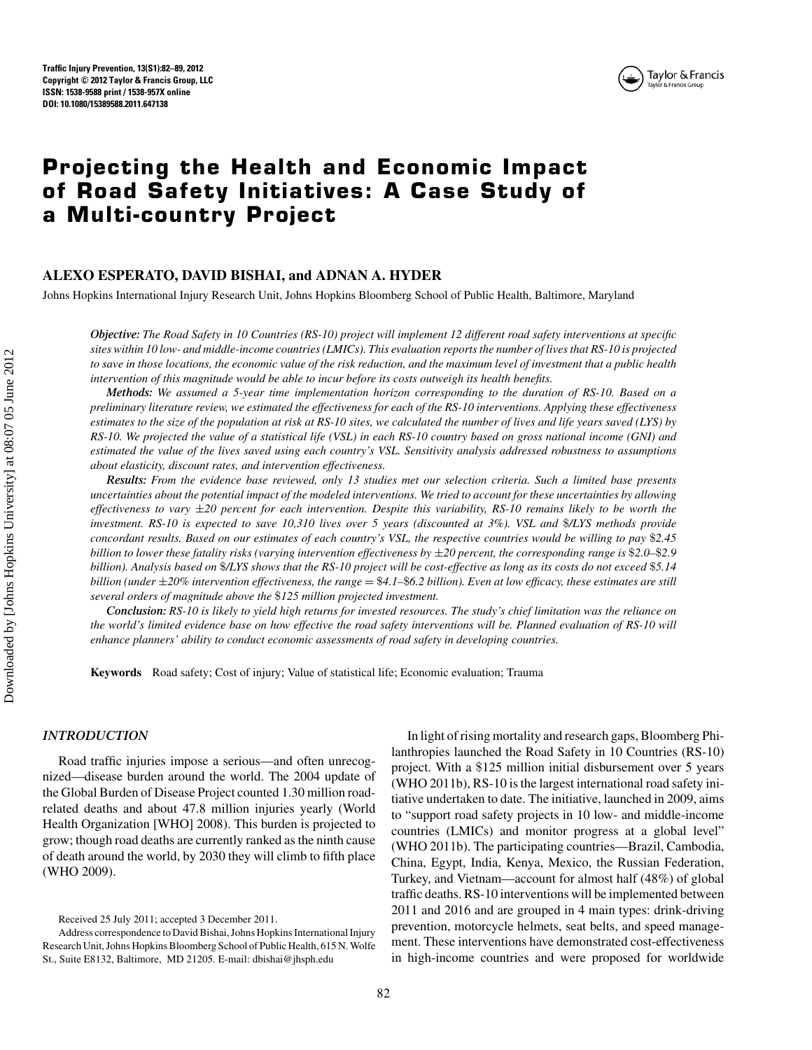# Projecting the Health and Economic Impact of Road Safety Initiatives: A Case Study of a Multi-country Project

**ALEXO ESPERATO, DAVID BISHAI, and ADNAN A. HYDER**

Johns Hopkins International Injury Research Unit, Johns Hopkins Bloomberg School of Public Health, Baltimore, Maryland

***Objective:*** *The Road Safety in 10 Countries (RS-10) project will implement 12 different road safety interventions at specific sites within 10 low- and middle-income countries (LMICs). This evaluation reports the number of lives that RS-10 is projected to save in those locations, the economic value of the risk reduction, and the maximum level of investment that a public health intervention of this magnitude would be able to incur before its costs outweigh its health benefits.*

***Methods:*** *We assumed a 5-year time implementation horizon corresponding to the duration of RS-10. Based on a preliminary literature review, we estimated the effectiveness for each of the RS-10 interventions. Applying these effectiveness estimates to the size of the population at risk at RS-10 sites, we calculated the number of lives and life years saved (LYS) by RS-10. We projected the value of a statistical life (VSL) in each RS-10 country based on gross national income (GNI) and estimated the value of the lives saved using each country's VSL. Sensitivity analysis addressed robustness to assumptions about elasticity, discount rates, and intervention effectiveness.*

***Results:*** *From the evidence base reviewed, only 13 studies met our selection criteria. Such a limited base presents uncertainties about the potential impact of the modeled interventions. We tried to account for these uncertainties by allowing effectiveness to vary ±20 percent for each intervention. Despite this variability, RS-10 remains likely to be worth the investment. RS-10 is expected to save 10,310 lives over 5 years (discounted at 3%). VSL and \$/LYS methods provide concordant results. Based on our estimates of each country's VSL, the respective countries would be willing to pay \$2.45 billion to lower these fatality risks (varying intervention effectiveness by ±20 percent, the corresponding range is \$2.0–\$2.9 billion). Analysis based on \$/LYS shows that the RS-10 project will be cost-effective as long as its costs do not exceed \$5.14 billion (under ±20% intervention effectiveness, the range = \$4.1–\$6.2 billion). Even at low efficacy, these estimates are still several orders of magnitude above the \$125 million projected investment.*

***Conclusion:*** *RS-10 is likely to yield high returns for invested resources. The study's chief limitation was the reliance on the world's limited evidence base on how effective the road safety interventions will be. Planned evaluation of RS-10 will enhance planners' ability to conduct economic assessments of road safety in developing countries.*

**Keywords** Road safety; Cost of injury; Value of statistical life; Economic evaluation; Trauma

## *INTRODUCTION*

Road traffic injuries impose a serious—and often unrecognized—disease burden around the world. The 2004 update of the Global Burden of Disease Project counted 1.30 million road-related deaths and about 47.8 million injuries yearly (World Health Organization [WHO] 2008). This burden is projected to grow; though road deaths are currently ranked as the ninth cause of death around the world, by 2030 they will climb to fifth place (WHO 2009).

In light of rising mortality and research gaps, Bloomberg Philanthropies launched the Road Safety in 10 Countries (RS-10) project. With a \$125 million initial disbursement over 5 years (WHO 2011b), RS-10 is the largest international road safety initiative undertaken to date. The initiative, launched in 2009, aims to "support road safety projects in 10 low- and middle-income countries (LMICs) and monitor progress at a global level" (WHO 2011b). The participating countries—Brazil, Cambodia, China, Egypt, India, Kenya, Mexico, the Russian Federation, Turkey, and Vietnam—account for almost half (48%) of global traffic deaths. RS-10 interventions will be implemented between 2011 and 2016 and are grouped in 4 main types: drink-driving prevention, motorcycle helmets, seat belts, and speed management. These interventions have demonstrated cost-effectiveness in high-income countries and were proposed for worldwide

Received 25 July 2011; accepted 3 December 2011.

Address correspondence to David Bishai, Johns Hopkins International Injury Research Unit, Johns Hopkins Bloomberg School of Public Health, 615 N. Wolfe St., Suite E8132, Baltimore, MD 21205. E-mail: dbishai@jhsph.edu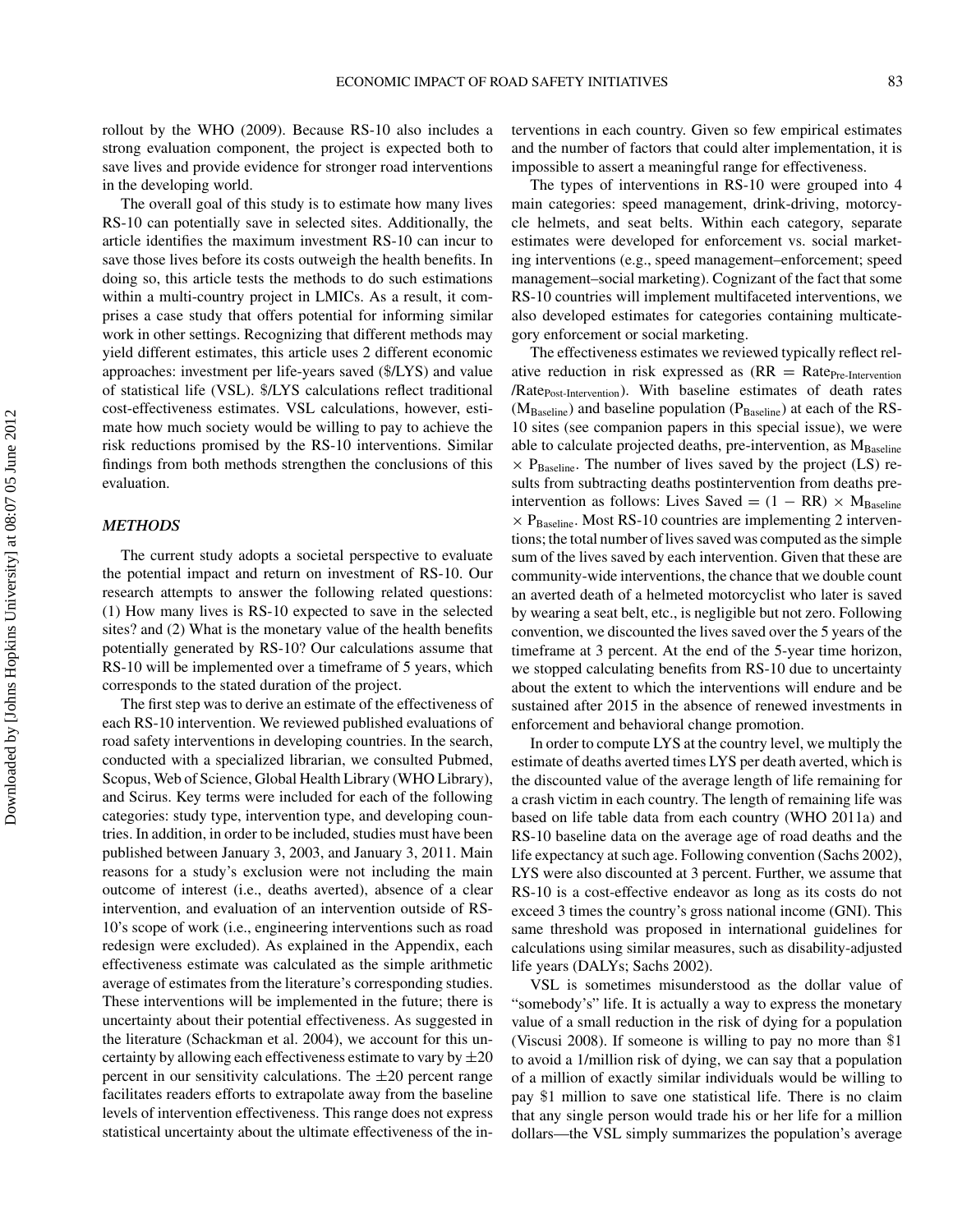rollout by the WHO (2009). Because RS-10 also includes a strong evaluation component, the project is expected both to save lives and provide evidence for stronger road interventions in the developing world.

The overall goal of this study is to estimate how many lives RS-10 can potentially save in selected sites. Additionally, the article identifies the maximum investment RS-10 can incur to save those lives before its costs outweigh the health benefits. In doing so, this article tests the methods to do such estimations within a multi-country project in LMICs. As a result, it comprises a case study that offers potential for informing similar work in other settings. Recognizing that different methods may yield different estimates, this article uses 2 different economic approaches: investment per life-years saved ($/LYS) and value of statistical life (VSL). $/LYS calculations reflect traditional cost-effectiveness estimates. VSL calculations, however, estimate how much society would be willing to pay to achieve the risk reductions promised by the RS-10 interventions. Similar findings from both methods strengthen the conclusions of this evaluation.

## METHODS

The current study adopts a societal perspective to evaluate the potential impact and return on investment of RS-10. Our research attempts to answer the following related questions: (1) How many lives is RS-10 expected to save in the selected sites? and (2) What is the monetary value of the health benefits potentially generated by RS-10? Our calculations assume that RS-10 will be implemented over a timeframe of 5 years, which corresponds to the stated duration of the project.

The first step was to derive an estimate of the effectiveness of each RS-10 intervention. We reviewed published evaluations of road safety interventions in developing countries. In the search, conducted with a specialized librarian, we consulted Pubmed, Scopus, Web of Science, Global Health Library (WHO Library), and Scirus. Key terms were included for each of the following categories: study type, intervention type, and developing countries. In addition, in order to be included, studies must have been published between January 3, 2003, and January 3, 2011. Main reasons for a study's exclusion were not including the main outcome of interest (i.e., deaths averted), absence of a clear intervention, and evaluation of an intervention outside of RS-10's scope of work (i.e., engineering interventions such as road redesign were excluded). As explained in the Appendix, each effectiveness estimate was calculated as the simple arithmetic average of estimates from the literature's corresponding studies. These interventions will be implemented in the future; there is uncertainty about their potential effectiveness. As suggested in the literature (Schackman et al. 2004), we account for this uncertainty by allowing each effectiveness estimate to vary by $\pm 20$ percent in our sensitivity calculations. The $\pm 20$ percent range facilitates readers efforts to extrapolate away from the baseline levels of intervention effectiveness. This range does not express statistical uncertainty about the ultimate effectiveness of the interventions in each country. Given so few empirical estimates and the number of factors that could alter implementation, it is impossible to assert a meaningful range for effectiveness.

The types of interventions in RS-10 were grouped into 4 main categories: speed management, drink-driving, motorcycle helmets, and seat belts. Within each category, separate estimates were developed for enforcement vs. social marketing interventions (e.g., speed management–enforcement; speed management–social marketing). Cognizant of the fact that some RS-10 countries will implement multifaceted interventions, we also developed estimates for categories containing multicategory enforcement or social marketing.

The effectiveness estimates we reviewed typically reflect relative reduction in risk expressed as ($RR = Rate_{Pre\text{-}Intervention} / Rate_{Post\text{-}Intervention}$). With baseline estimates of death rates ($M_{Baseline}$) and baseline population ($P_{Baseline}$) at each of the RS-10 sites (see companion papers in this special issue), we were able to calculate projected deaths, pre-intervention, as $M_{Baseline} \times P_{Baseline}$. The number of lives saved by the project (LS) results from subtracting deaths postintervention from deaths pre-intervention as follows: Lives Saved $= (1 - RR) \times M_{Baseline} \times P_{Baseline}$. Most RS-10 countries are implementing 2 interventions; the total number of lives saved was computed as the simple sum of the lives saved by each intervention. Given that these are community-wide interventions, the chance that we double count an averted death of a helmeted motorcyclist who later is saved by wearing a seat belt, etc., is negligible but not zero. Following convention, we discounted the lives saved over the 5 years of the timeframe at 3 percent. At the end of the 5-year time horizon, we stopped calculating benefits from RS-10 due to uncertainty about the extent to which the interventions will endure and be sustained after 2015 in the absence of renewed investments in enforcement and behavioral change promotion.

In order to compute LYS at the country level, we multiply the estimate of deaths averted times LYS per death averted, which is the discounted value of the average length of life remaining for a crash victim in each country. The length of remaining life was based on life table data from each country (WHO 2011a) and RS-10 baseline data on the average age of road deaths and the life expectancy at such age. Following convention (Sachs 2002), LYS were also discounted at 3 percent. Further, we assume that RS-10 is a cost-effective endeavor as long as its costs do not exceed 3 times the country's gross national income (GNI). This same threshold was proposed in international guidelines for calculations using similar measures, such as disability-adjusted life years (DALYs; Sachs 2002).

VSL is sometimes misunderstood as the dollar value of "somebody's" life. It is actually a way to express the monetary value of a small reduction in the risk of dying for a population (Viscusi 2008). If someone is willing to pay no more than $1 to avoid a 1/million risk of dying, we can say that a population of a million of exactly similar individuals would be willing to pay $1 million to save one statistical life. There is no claim that any single person would trade his or her life for a million dollars—the VSL simply summarizes the population's average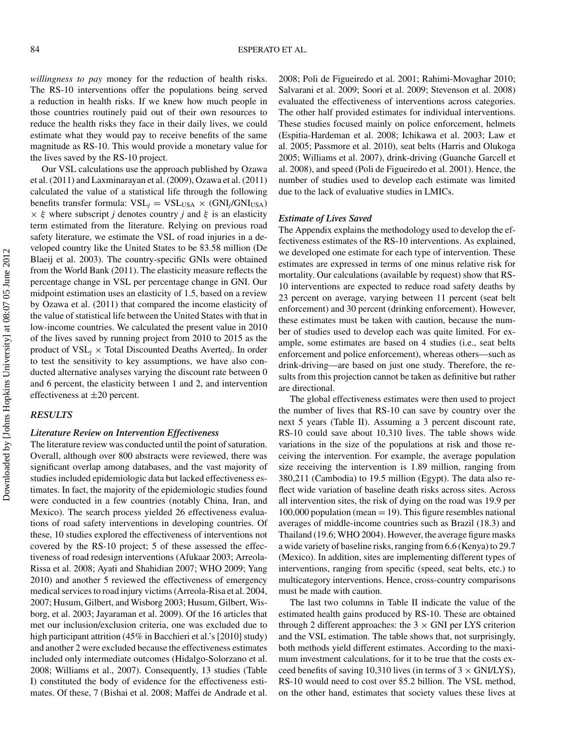*willingness to pay* money for the reduction of health risks. The RS-10 interventions offer the populations being served a reduction in health risks. If we knew how much people in those countries routinely paid out of their own resources to reduce the health risks they face in their daily lives, we could estimate what they would pay to receive benefits of the same magnitude as RS-10. This would provide a monetary value for the lives saved by the RS-10 project.

Our VSL calculations use the approach published by Ozawa et al. (2011) and Laxminarayan et al. (2009), Ozawa et al. (2011) calculated the value of a statistical life through the following benefits transfer formula: $VSL_j = VSL_{USA} \times (GNI_j/GNI_{USA}) \times \xi$ where subscript $j$ denotes country $j$ and $\xi$ is an elasticity term estimated from the literature. Relying on previous road safety literature, we estimate the VSL of road injuries in a developed country like the United States to be \$3.58 million (De Blaeij et al. 2003). The country-specific GNIs were obtained from the World Bank (2011). The elasticity measure reflects the percentage change in VSL per percentage change in GNI. Our midpoint estimation uses an elasticity of 1.5, based on a review by Ozawa et al. (2011) that compared the income elasticity of the value of statistical life between the United States with that in low-income countries. We calculated the present value in 2010 of the lives saved by running project from 2010 to 2015 as the product of $VSL_j \times$ Total Discounted Deaths $Averted_j$. In order to test the sensitivity to key assumptions, we have also conducted alternative analyses varying the discount rate between 0 and 6 percent, the elasticity between 1 and 2, and intervention effectiveness at ±20 percent.

## RESULTS

### Literature Review on Intervention Effectiveness

The literature review was conducted until the point of saturation. Overall, although over 800 abstracts were reviewed, there was significant overlap among databases, and the vast majority of studies included epidemiologic data but lacked effectiveness estimates. In fact, the majority of the epidemiologic studies found were conducted in a few countries (notably China, Iran, and Mexico). The search process yielded 26 effectiveness evaluations of road safety interventions in developing countries. Of these, 10 studies explored the effectiveness of interventions not covered by the RS-10 project; 5 of these assessed the effectiveness of road redesign interventions (Afukaar 2003; Arreola-Rissa et al. 2008; Ayati and Shahidian 2007; WHO 2009; Yang 2010) and another 5 reviewed the effectiveness of emergency medical services to road injury victims (Arreola-Risa et al. 2004, 2007; Husum, Gilbert, and Wisborg 2003; Husum, Gilbert, Wisborg, et al. 2003; Jayaraman et al. 2009). Of the 16 articles that met our inclusion/exclusion criteria, one was excluded due to high participant attrition (45% in Bacchieri et al.'s [2010] study) and another 2 were excluded because the effectiveness estimates included only intermediate outcomes (Hidalgo-Solorzano et al. 2008; Williams et al., 2007). Consequently, 13 studies (Table I) constituted the body of evidence for the effectiveness estimates. Of these, 7 (Bishai et al. 2008; Maffei de Andrade et al. 2008; Poli de Figueiredo et al. 2001; Rahimi-Movaghar 2010; Salvarani et al. 2009; Soori et al. 2009; Stevenson et al. 2008) evaluated the effectiveness of interventions across categories. The other half provided estimates for individual interventions. These studies focused mainly on police enforcement, helmets (Espitia-Hardeman et al. 2008; Ichikawa et al. 2003; Law et al. 2005; Passmore et al. 2010), seat belts (Harris and Olukoga 2005; Williams et al. 2007), drink-driving (Guanche Garcell et al. 2008), and speed (Poli de Figueiredo et al. 2001). Hence, the number of studies used to develop each estimate was limited due to the lack of evaluative studies in LMICs.

### Estimate of Lives Saved

The Appendix explains the methodology used to develop the effectiveness estimates of the RS-10 interventions. As explained, we developed one estimate for each type of intervention. These estimates are expressed in terms of one minus relative risk for mortality. Our calculations (available by request) show that RS-10 interventions are expected to reduce road safety deaths by 23 percent on average, varying between 11 percent (seat belt enforcement) and 30 percent (drinking enforcement). However, these estimates must be taken with caution, because the number of studies used to develop each was quite limited. For example, some estimates are based on 4 studies (i.e., seat belts enforcement and police enforcement), whereas others—such as drink-driving—are based on just one study. Therefore, the results from this projection cannot be taken as definitive but rather are directional.

The global effectiveness estimates were then used to project the number of lives that RS-10 can save by country over the next 5 years (Table II). Assuming a 3 percent discount rate, RS-10 could save about 10,310 lives. The table shows wide variations in the size of the populations at risk and those receiving the intervention. For example, the average population size receiving the intervention is 1.89 million, ranging from 380,211 (Cambodia) to 19.5 million (Egypt). The data also reflect wide variation of baseline death risks across sites. Across all intervention sites, the risk of dying on the road was 19.9 per 100,000 population (mean = 19). This figure resembles national averages of middle-income countries such as Brazil (18.3) and Thailand (19.6; WHO 2004). However, the average figure masks a wide variety of baseline risks, ranging from 6.6 (Kenya) to 29.7 (Mexico). In addition, sites are implementing different types of interventions, ranging from specific (speed, seat belts, etc.) to multicategory interventions. Hence, cross-country comparisons must be made with caution.

The last two columns in Table II indicate the value of the estimated health gains produced by RS-10. These are obtained through 2 different approaches: the 3 × GNI per LYS criterion and the VSL estimation. The table shows that, not surprisingly, both methods yield different estimates. According to the maximum investment calculations, for it to be true that the costs exceed benefits of saving 10,310 lives (in terms of 3 × GNI/LYS), RS-10 would need to cost over \$5.2 billion. The VSL method, on the other hand, estimates that society values these lives at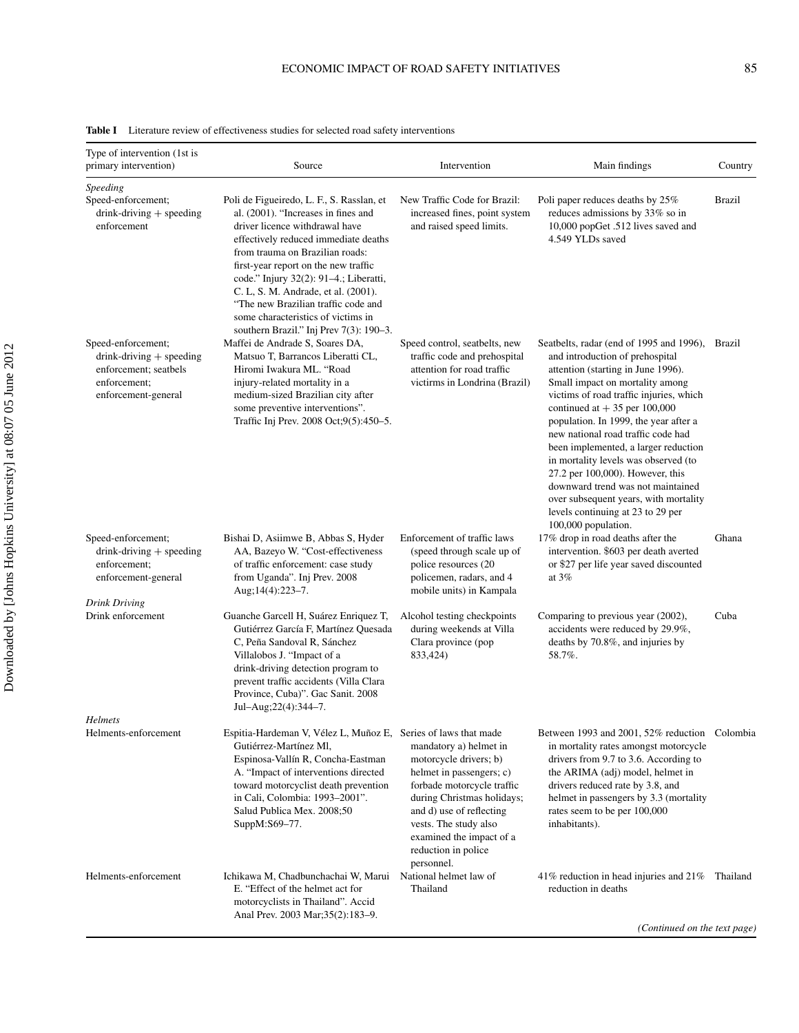**Table I** Literature review of effectiveness studies for selected road safety interventions

| Type of intervention (1st is primary intervention) | Source | Intervention | Main findings | Country |
|---|---|---|---|---|
| *Speeding* | | | | |
| Speed-enforcement; drink-driving + speeding enforcement | Poli de Figueiredo, L. F., S. Rasslan, et al. (2001). "Increases in fines and driver licence withdrawal have effectively reduced immediate deaths from trauma on Brazilian roads: first-year report on the new traffic code." Injury 32(2): 91–4.; Liberatti, C. L, S. M. Andrade, et al. (2001). "The new Brazilian traffic code and some characteristics of victims in southern Brazil." Inj Prev 7(3): 190–3. | New Traffic Code for Brazil: increased fines, point system and raised speed limits. | Poli paper reduces deaths by 25% reduces admissions by 33% so in 10,000 popGet .512 lives saved and 4.549 YLDs saved | Brazil |
| Speed-enforcement; drink-driving + speeding enforcement; seatbels enforcement; enforcement-general | Maffei de Andrade S, Soares DA, Matsuo T, Barrancos Liberatti CL, Hiromi Iwakura ML. "Road injury-related mortality in a medium-sized Brazilian city after some preventive interventions". Traffic Inj Prev. 2008 Oct;9(5):450–5. | Speed control, seatbelts, new traffic code and prehospital attention for road traffic victirms in Londrina (Brazil) | Seatbelts, radar (end of 1995 and 1996), and introduction of prehospital attention (starting in June 1996). Small impact on mortality among victims of road traffic injuries, which continued at + 35 per 100,000 population. In 1999, the year after a new national road traffic code had been implemented, a larger reduction in mortality levels was observed (to 27.2 per 100,000). However, this downward trend was not maintained over subsequent years, with mortality levels continuing at 23 to 29 per 100,000 population. | Brazil |
| Speed-enforcement; drink-driving + speeding enforcement; enforcement-general | Bishai D, Asiimwe B, Abbas S, Hyder AA, Bazeyo W. "Cost-effectiveness of traffic enforcement: case study from Uganda". Inj Prev. 2008 Aug;14(4):223–7. | Enforcement of traffic laws (speed through scale up of police resources (20 policemen, radars, and 4 mobile units) in Kampala | 17% drop in road deaths after the intervention. $603 per death averted or $27 per life year saved discounted at 3% | Ghana |
| *Drink Driving* | | | | |
| Drink enforcement | Guanche Garcell H, Suárez Enriquez T, Gutiérrez García F, Martínez Quesada C, Peña Sandoval R, Sánchez Villalobos J. "Impact of a drink-driving detection program to prevent traffic accidents (Villa Clara Province, Cuba)". Gac Sanit. 2008 Jul–Aug;22(4):344–7. | Alcohol testing checkpoints during weekends at Villa Clara province (pop 833,424) | Comparing to previous year (2002), accidents were reduced by 29.9%, deaths by 70.8%, and injuries by 58.7%. | Cuba |
| *Helmets* | | | | |
| Helments-enforcement | Espitia-Hardeman V, Vélez L, Muñoz E, Gutiérrez-Martínez Ml, Espinosa-Vallín R, Concha-Eastman A. "Impact of interventions directed toward motorcyclist death prevention in Cali, Colombia: 1993–2001". Salud Publica Mex. 2008;50 SuppM:S69–77. | Series of laws that made mandatory a) helmet in motorcycle drivers; b) helmet in passengers; c) forbade motorcycle traffic during Christmas holidays; and d) use of reflecting vests. The study also examined the impact of a reduction in police personnel. | Between 1993 and 2001, 52% reduction in mortality rates amongst motorcycle drivers from 9.7 to 3.6. According to the ARIMA (adj) model, helmet in drivers reduced rate by 3.8, and helmet in passengers by 3.3 (mortality rates seem to be per 100,000 inhabitants). | Colombia |
| Helments-enforcement | Ichikawa M, Chadbunchachai W, Marui E. "Effect of the helmet act for motorcyclists in Thailand". Accid Anal Prev. 2003 Mar;35(2):183–9. | National helmet law of Thailand | 41% reduction in head injuries and 21% reduction in deaths | Thailand |

*(Continued on the text page)*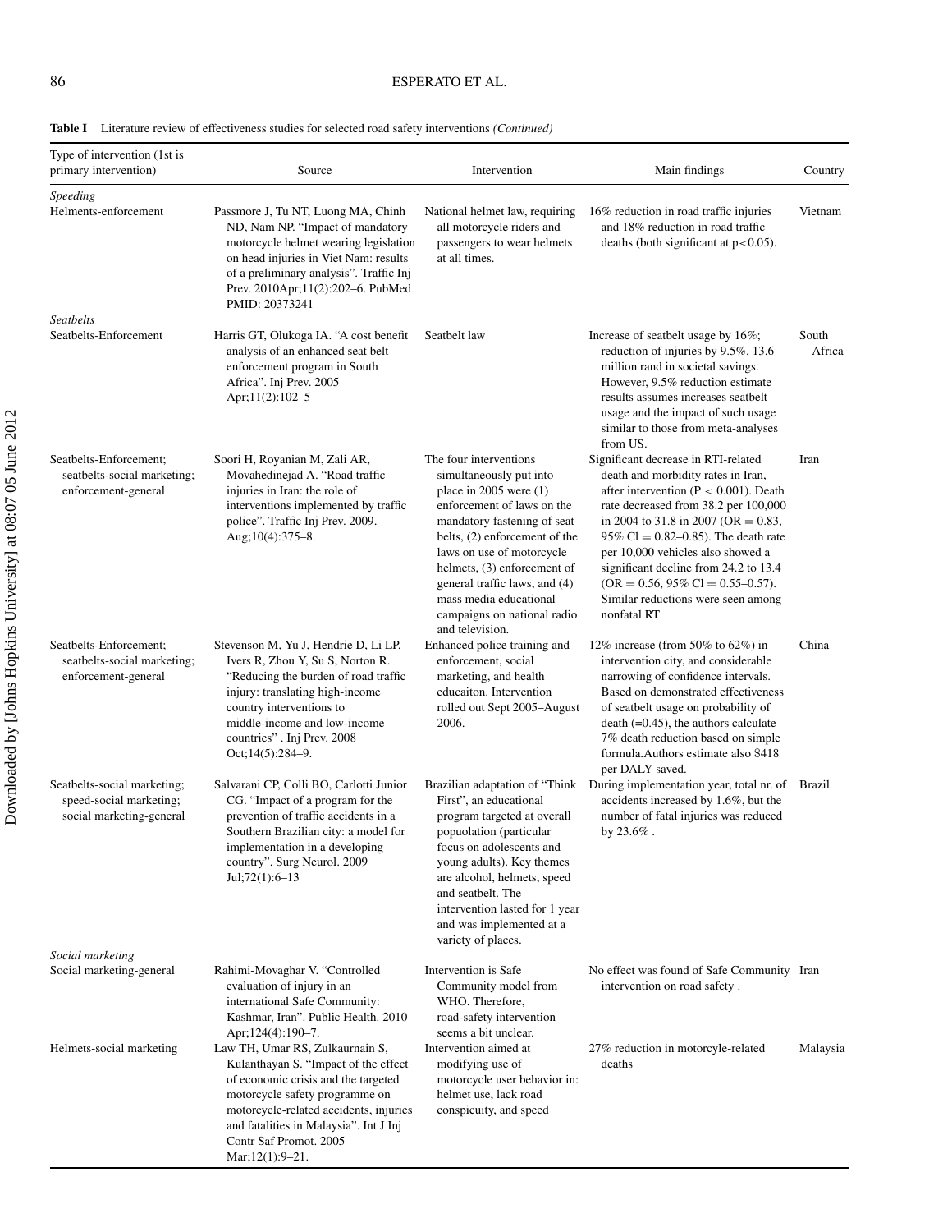**Table I** Literature review of effectiveness studies for selected road safety interventions *(Continued)*

| Type of intervention (1st is primary intervention) | Source | Intervention | Main findings | Country |
|---|---|---|---|---|
| *Speeding* | | | | |
| Helments-enforcement | Passmore J, Tu NT, Luong MA, Chinh ND, Nam NP. "Impact of mandatory motorcycle helmet wearing legislation on head injuries in Viet Nam: results of a preliminary analysis". Traffic Inj Prev. 2010Apr;11(2):202–6. PubMed PMID: 20373241 | National helmet law, requiring all motorcycle riders and passengers to wear helmets at all times. | 16% reduction in road traffic injuries and 18% reduction in road traffic deaths (both significant at $p<0.05$). | Vietnam |
| *Seatbelts* | | | | |
| Seatbelts-Enforcement | Harris GT, Olukoga IA. "A cost benefit analysis of an enhanced seat belt enforcement program in South Africa". Inj Prev. 2005 Apr;11(2):102–5 | Seatbelt law | Increase of seatbelt usage by 16%; reduction of injuries by 9.5%. 13.6 million rand in societal savings. However, 9.5% reduction estimate results assumes increases seatbelt usage and the impact of such usage similar to those from meta-analyses from US. | South Africa |
| Seatbelts-Enforcement; seatbelts-social marketing; enforcement-general | Soori H, Royanian M, Zali AR, Movahedinejad A. "Road traffic injuries in Iran: the role of interventions implemented by traffic police". Traffic Inj Prev. 2009. Aug;10(4):375–8. | The four interventions simultaneously put into place in 2005 were (1) enforcement of laws on the mandatory fastening of seat belts, (2) enforcement of the laws on use of motorcycle helmets, (3) enforcement of general traffic laws, and (4) mass media educational campaigns on national radio and television. | Significant decrease in RTI-related death and morbidity rates in Iran, after intervention ($P < 0.001$). Death rate decreased from 38.2 per 100,000 in 2004 to 31.8 in 2007 (OR = 0.83, 95% Cl = 0.82–0.85). The death rate per 10,000 vehicles also showed a significant decline from 24.2 to 13.4 (OR = 0.56, 95% Cl = 0.55–0.57). Similar reductions were seen among nonfatal RT | Iran |
| Seatbelts-Enforcement; seatbelts-social marketing; enforcement-general | Stevenson M, Yu J, Hendrie D, Li LP, Ivers R, Zhou Y, Su S, Norton R. "Reducing the burden of road traffic injury: translating high-income country interventions to middle-income and low-income countries". Inj Prev. 2008 Oct;14(5):284–9. | Enhanced police training and enforcement, social marketing, and health educaiton. Intervention rolled out Sept 2005–August 2006. | 12% increase (from 50% to 62%) in intervention city, and considerable narrowing of confidence intervals. Based on demonstrated effectiveness of seatbelt usage on probability of death (=0.45), the authors calculate 7% death reduction based on simple formula.Authors estimate also $418 per DALY saved. | China |
| Seatbelts-social marketing; speed-social marketing; social marketing-general | Salvarani CP, Colli BO, Carlotti Junior CG. "Impact of a program for the prevention of traffic accidents in a Southern Brazilian city: a model for implementation in a developing country". Surg Neurol. 2009 Jul;72(1):6–13 | Brazilian adaptation of "Think First", an educational program targeted at overall popuolation (particular focus on adolescents and young adults). Key themes are alcohol, helmets, speed and seatbelt. The intervention lasted for 1 year and was implemented at a variety of places. | During implementation year, total nr. of accidents increased by 1.6%, but the number of fatal injuries was reduced by 23.6% . | Brazil |
| *Social marketing* | | | | |
| Social marketing-general | Rahimi-Movaghar V. "Controlled evaluation of injury in an international Safe Community: Kashmar, Iran". Public Health. 2010 Apr;124(4):190–7. | Intervention is Safe Community model from WHO. Therefore, road-safety intervention seems a bit unclear. | No effect was found of Safe Community intervention on road safety . | Iran |
| Helmets-social marketing | Law TH, Umar RS, Zulkaurnain S, Kulanthayan S. "Impact of the effect of economic crisis and the targeted motorcycle safety programme on motorcycle-related accidents, injuries and fatalities in Malaysia". Int J Inj Contr Saf Promot. 2005 Mar;12(1):9–21. | Intervention aimed at modifying use of motorcycle user behavior in: helmet use, lack road conspicuity, and speed | 27% reduction in motorcyle-related deaths | Malaysia |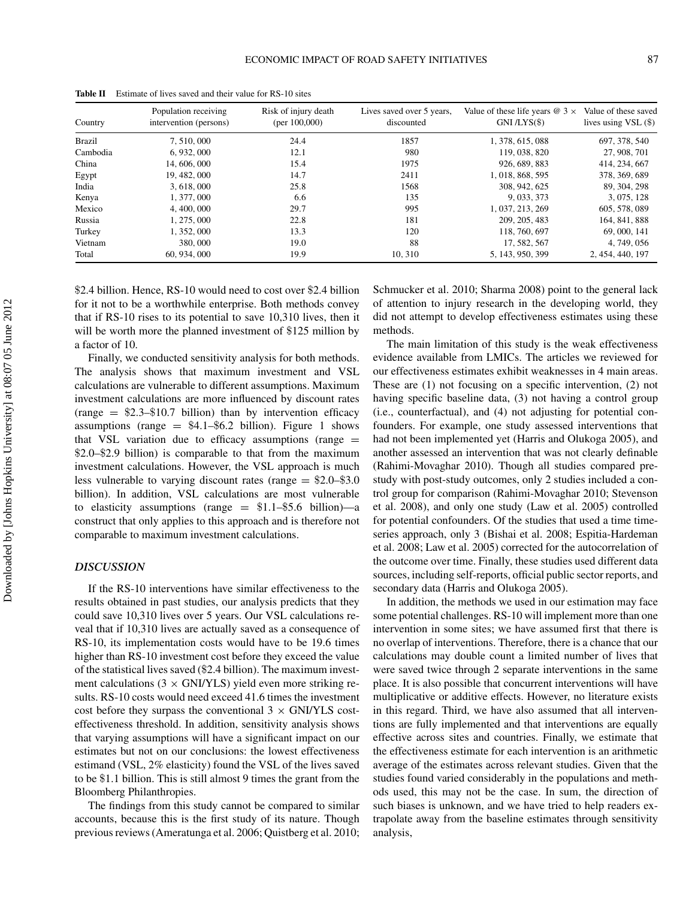**Table II** Estimate of lives saved and their value for RS-10 sites

| Country | Population receiving intervention (persons) | Risk of injury death (per 100,000) | Lives saved over 5 years, discounted | Value of these life years @ 3 × GNI /LYS($) | Value of these saved lives using VSL ($) |
|---|---|---|---|---|---|
| Brazil | 7, 510, 000 | 24.4 | 1857 | 1, 378, 615, 088 | 697, 378, 540 |
| Cambodia | 6, 932, 000 | 12.1 | 980 | 119, 038, 820 | 27, 908, 701 |
| China | 14, 606, 000 | 15.4 | 1975 | 926, 689, 883 | 414, 234, 667 |
| Egypt | 19, 482, 000 | 14.7 | 2411 | 1, 018, 868, 595 | 378, 369, 689 |
| India | 3, 618, 000 | 25.8 | 1568 | 308, 942, 625 | 89, 304, 298 |
| Kenya | 1, 377, 000 | 6.6 | 135 | 9, 033, 373 | 3, 075, 128 |
| Mexico | 4, 400, 000 | 29.7 | 995 | 1, 037, 213, 269 | 605, 578, 089 |
| Russia | 1, 275, 000 | 22.8 | 181 | 209, 205, 483 | 164, 841, 888 |
| Turkey | 1, 352, 000 | 13.3 | 120 | 118, 760, 697 | 69, 000, 141 |
| Vietnam | 380, 000 | 19.0 | 88 | 17, 582, 567 | 4, 749, 056 |
| Total | 60, 934, 000 | 19.9 | 10, 310 | 5, 143, 950, 399 | 2, 454, 440, 197 |

$2.4 billion. Hence, RS-10 would need to cost over $2.4 billion for it not to be a worthwhile enterprise. Both methods convey that if RS-10 rises to its potential to save 10,310 lives, then it will be worth more the planned investment of $125 million by a factor of 10.

Finally, we conducted sensitivity analysis for both methods. The analysis shows that maximum investment and VSL calculations are vulnerable to different assumptions. Maximum investment calculations are more influenced by discount rates (range = $2.3–$10.7 billion) than by intervention efficacy assumptions (range = $4.1–$6.2 billion). Figure 1 shows that VSL variation due to efficacy assumptions (range = $2.0–$2.9 billion) is comparable to that from the maximum investment calculations. However, the VSL approach is much less vulnerable to varying discount rates (range = $2.0–$3.0 billion). In addition, VSL calculations are most vulnerable to elasticity assumptions (range = $1.1–$5.6 billion)—a construct that only applies to this approach and is therefore not comparable to maximum investment calculations.

## *DISCUSSION*

If the RS-10 interventions have similar effectiveness to the results obtained in past studies, our analysis predicts that they could save 10,310 lives over 5 years. Our VSL calculations reveal that if 10,310 lives are actually saved as a consequence of RS-10, its implementation costs would have to be 19.6 times higher than RS-10 investment cost before they exceed the value of the statistical lives saved ($2.4 billion). The maximum investment calculations (3 × GNI/YLS) yield even more striking results. RS-10 costs would need exceed 41.6 times the investment cost before they surpass the conventional 3 × GNI/YLS cost-effectiveness threshold. In addition, sensitivity analysis shows that varying assumptions will have a significant impact on our estimates but not on our conclusions: the lowest effectiveness estimand (VSL, 2% elasticity) found the VSL of the lives saved to be $1.1 billion. This is still almost 9 times the grant from the Bloomberg Philanthropies.

The findings from this study cannot be compared to similar accounts, because this is the first study of its nature. Though previous reviews (Ameratunga et al. 2006; Quistberg et al. 2010; Schmucker et al. 2010; Sharma 2008) point to the general lack of attention to injury research in the developing world, they did not attempt to develop effectiveness estimates using these methods.

The main limitation of this study is the weak effectiveness evidence available from LMICs. The articles we reviewed for our effectiveness estimates exhibit weaknesses in 4 main areas. These are (1) not focusing on a specific intervention, (2) not having specific baseline data, (3) not having a control group (i.e., counterfactual), and (4) not adjusting for potential confounders. For example, one study assessed interventions that had not been implemented yet (Harris and Olukoga 2005), and another assessed an intervention that was not clearly definable (Rahimi-Movaghar 2010). Though all studies compared pre-study with post-study outcomes, only 2 studies included a control group for comparison (Rahimi-Movaghar 2010; Stevenson et al. 2008), and only one study (Law et al. 2005) controlled for potential confounders. Of the studies that used a time time-series approach, only 3 (Bishai et al. 2008; Espitia-Hardeman et al. 2008; Law et al. 2005) corrected for the autocorrelation of the outcome over time. Finally, these studies used different data sources, including self-reports, official public sector reports, and secondary data (Harris and Olukoga 2005).

In addition, the methods we used in our estimation may face some potential challenges. RS-10 will implement more than one intervention in some sites; we have assumed first that there is no overlap of interventions. Therefore, there is a chance that our calculations may double count a limited number of lives that were saved twice through 2 separate interventions in the same place. It is also possible that concurrent interventions will have multiplicative or additive effects. However, no literature exists in this regard. Third, we have also assumed that all interventions are fully implemented and that interventions are equally effective across sites and countries. Finally, we estimate that the effectiveness estimate for each intervention is an arithmetic average of the estimates across relevant studies. Given that the studies found varied considerably in the populations and methods used, this may not be the case. In sum, the direction of such biases is unknown, and we have tried to help readers extrapolate away from the baseline estimates through sensitivity analysis,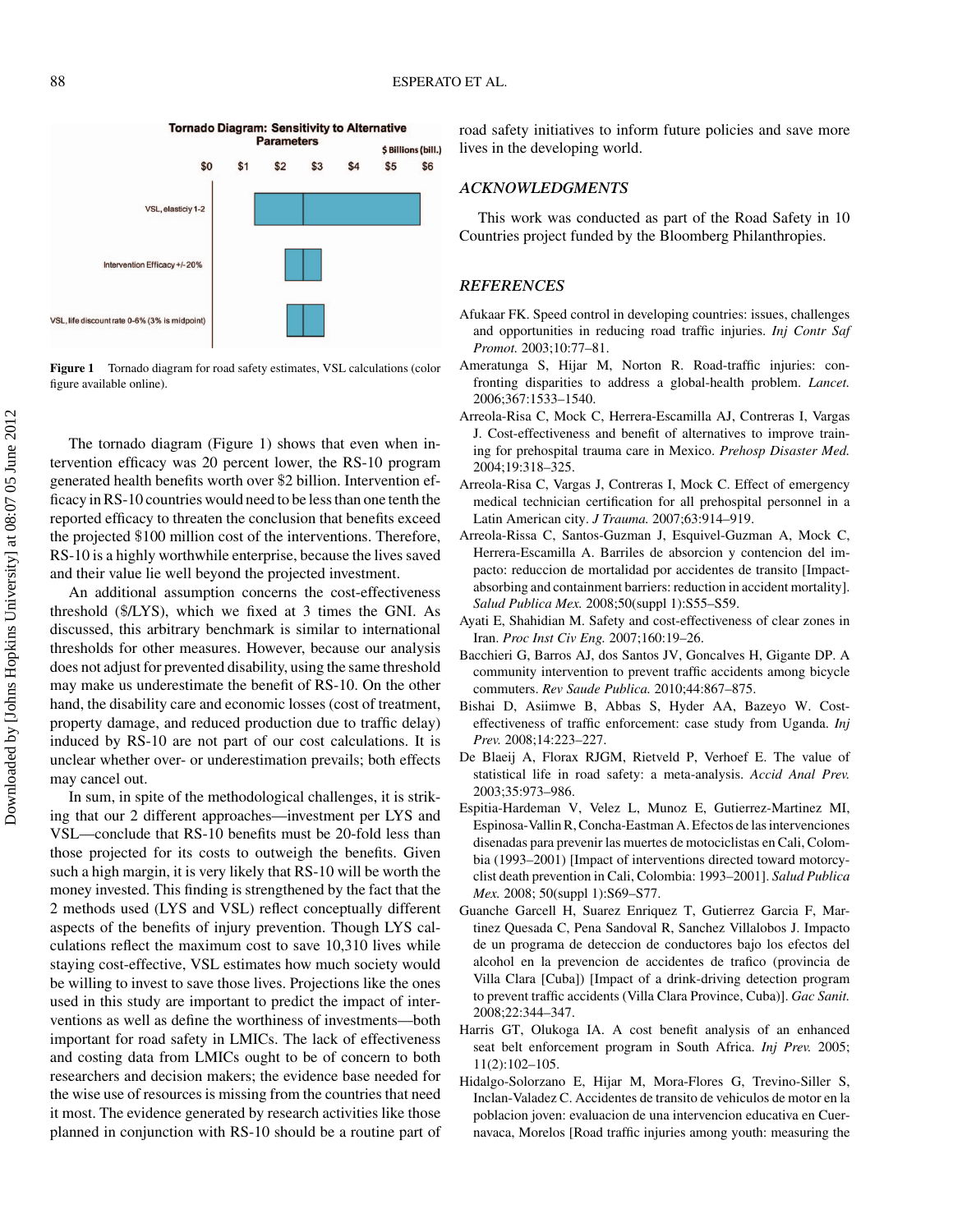Tornado Diagram: Sensitivity to Alternative Parameters

$ Billions (bill.)

$0 $1 $2 $3 $4 $5 $6

VSL, elasticiy 1-2

Intervention Efficacy +/- 20%

VSL, life discount rate 0-6% (3% is midpoint)

**Figure 1** Tornado diagram for road safety estimates, VSL calculations (color figure available online).

The tornado diagram (Figure 1) shows that even when intervention efficacy was 20 percent lower, the RS-10 program generated health benefits worth over $2 billion. Intervention efficacy in RS-10 countries would need to be less than one tenth the reported efficacy to threaten the conclusion that benefits exceed the projected $100 million cost of the interventions. Therefore, RS-10 is a highly worthwhile enterprise, because the lives saved and their value lie well beyond the projected investment.

An additional assumption concerns the cost-effectiveness threshold ($/LYS), which we fixed at 3 times the GNI. As discussed, this arbitrary benchmark is similar to international thresholds for other measures. However, because our analysis does not adjust for prevented disability, using the same threshold may make us underestimate the benefit of RS-10. On the other hand, the disability care and economic losses (cost of treatment, property damage, and reduced production due to traffic delay) induced by RS-10 are not part of our cost calculations. It is unclear whether over- or underestimation prevails; both effects may cancel out.

In sum, in spite of the methodological challenges, it is striking that our 2 different approaches—investment per LYS and VSL—conclude that RS-10 benefits must be 20-fold less than those projected for its costs to outweigh the benefits. Given such a high margin, it is very likely that RS-10 will be worth the money invested. This finding is strengthened by the fact that the 2 methods used (LYS and VSL) reflect conceptually different aspects of the benefits of injury prevention. Though LYS calculations reflect the maximum cost to save 10,310 lives while staying cost-effective, VSL estimates how much society would be willing to invest to save those lives. Projections like the ones used in this study are important to predict the impact of interventions as well as define the worthiness of investments—both important for road safety in LMICs. The lack of effectiveness and costing data from LMICs ought to be of concern to both researchers and decision makers; the evidence base needed for the wise use of resources is missing from the countries that need it most. The evidence generated by research activities like those planned in conjunction with RS-10 should be a routine part of road safety initiatives to inform future policies and save more lives in the developing world.

## *ACKNOWLEDGMENTS*

This work was conducted as part of the Road Safety in 10 Countries project funded by the Bloomberg Philanthropies.

## *REFERENCES*

Afukaar FK. Speed control in developing countries: issues, challenges and opportunities in reducing road traffic injuries. *Inj Contr Saf Promot.* 2003;10:77–81.

Ameratunga S, Hijar M, Norton R. Road-traffic injuries: confronting disparities to address a global-health problem. *Lancet.* 2006;367:1533–1540.

Arreola-Risa C, Mock C, Herrera-Escamilla AJ, Contreras I, Vargas J. Cost-effectiveness and benefit of alternatives to improve training for prehospital trauma care in Mexico. *Prehosp Disaster Med.* 2004;19:318–325.

Arreola-Risa C, Vargas J, Contreras I, Mock C. Effect of emergency medical technician certification for all prehospital personnel in a Latin American city. *J Trauma.* 2007;63:914–919.

Arreola-Rissa C, Santos-Guzman J, Esquivel-Guzman A, Mock C, Herrera-Escamilla A. Barriles de absorcion y contencion del impacto: reduccion de mortalidad por accidentes de transito [Impact-absorbing and containment barriers: reduction in accident mortality]. *Salud Publica Mex.* 2008;50(suppl 1):S55–S59.

Ayati E, Shahidian M. Safety and cost-effectiveness of clear zones in Iran. *Proc Inst Civ Eng.* 2007;160:19–26.

Bacchieri G, Barros AJ, dos Santos JV, Goncalves H, Gigante DP. A community intervention to prevent traffic accidents among bicycle commuters. *Rev Saude Publica.* 2010;44:867–875.

Bishai D, Asiimwe B, Abbas S, Hyder AA, Bazeyo W. Cost-effectiveness of traffic enforcement: case study from Uganda. *Inj Prev.* 2008;14:223–227.

De Blaeij A, Florax RJGM, Rietveld P, Verhoef E. The value of statistical life in road safety: a meta-analysis. *Accid Anal Prev.* 2003;35:973–986.

Espitia-Hardeman V, Velez L, Munoz E, Gutierrez-Martinez MI, Espinosa-Vallin R, Concha-Eastman A. Efectos de las intervenciones disenadas para prevenir las muertes de motociclistas en Cali, Colombia (1993–2001) [Impact of interventions directed toward motorcyclist death prevention in Cali, Colombia: 1993–2001]. *Salud Publica Mex.* 2008; 50(suppl 1):S69–S77.

Guanche Garcell H, Suarez Enriquez T, Gutierrez Garcia F, Martinez Quesada C, Pena Sandoval R, Sanchez Villalobos J. Impacto de un programa de deteccion de conductores bajo los efectos del alcohol en la prevencion de accidentes de trafico (provincia de Villa Clara [Cuba]) [Impact of a drink-driving detection program to prevent traffic accidents (Villa Clara Province, Cuba)]. *Gac Sanit.* 2008;22:344–347.

Harris GT, Olukoga IA. A cost benefit analysis of an enhanced seat belt enforcement program in South Africa. *Inj Prev.* 2005; 11(2):102–105.

Hidalgo-Solorzano E, Hijar M, Mora-Flores G, Trevino-Siller S, Inclan-Valadez C. Accidentes de transito de vehiculos de motor en la poblacion joven: evaluacion de una intervencion educativa en Cuernavaca, Morelos [Road traffic injuries among youth: measuring the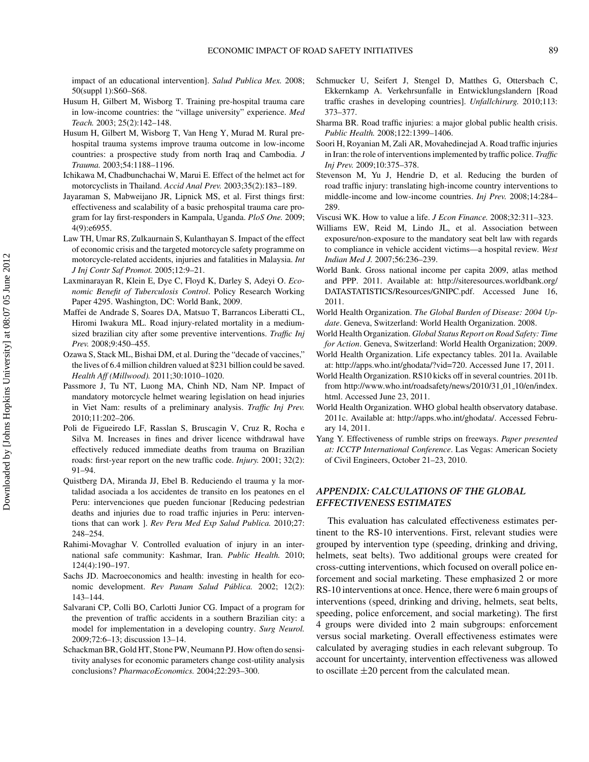impact of an educational intervention]. *Salud Publica Mex.* 2008; 50(suppl 1):S60–S68.

Husum H, Gilbert M, Wisborg T. Training pre-hospital trauma care in low-income countries: the "village university" experience. *Med Teach.* 2003; 25(2):142–148.

Husum H, Gilbert M, Wisborg T, Van Heng Y, Murad M. Rural prehospital trauma systems improve trauma outcome in low-income countries: a prospective study from north Iraq and Cambodia. *J Trauma.* 2003;54:1188–1196.

Ichikawa M, Chadbunchachai W, Marui E. Effect of the helmet act for motorcyclists in Thailand. *Accid Anal Prev.* 2003;35(2):183–189.

Jayaraman S, Mabweijano JR, Lipnick MS, et al. First things first: effectiveness and scalability of a basic prehospital trauma care program for lay first-responders in Kampala, Uganda. *PloS One.* 2009; 4(9):e6955.

Law TH, Umar RS, Zulkaurnain S, Kulanthayan S. Impact of the effect of economic crisis and the targeted motorcycle safety programme on motorcycle-related accidents, injuries and fatalities in Malaysia. *Int J Inj Contr Saf Promot.* 2005;12:9–21.

Laxminarayan R, Klein E, Dye C, Floyd K, Darley S, Adeyi O. *Economic Benefit of Tuberculosis Control*. Policy Research Working Paper 4295. Washington, DC: World Bank, 2009.

Maffei de Andrade S, Soares DA, Matsuo T, Barrancos Liberatti CL, Hiromi Iwakura ML. Road injury-related mortality in a medium-sized brazilian city after some preventive interventions. *Traffic Inj Prev.* 2008;9:450–455.

Ozawa S, Stack ML, Bishai DM, et al. During the "decade of vaccines," the lives of 6.4 million children valued at $231 billion could be saved. *Health Aff (Millwood).* 2011;30:1010–1020.

Passmore J, Tu NT, Luong MA, Chinh ND, Nam NP. Impact of mandatory motorcycle helmet wearing legislation on head injuries in Viet Nam: results of a preliminary analysis. *Traffic Inj Prev.* 2010;11:202–206.

Poli de Figueiredo LF, Rasslan S, Bruscagin V, Cruz R, Rocha e Silva M. Increases in fines and driver licence withdrawal have effectively reduced immediate deaths from trauma on Brazilian roads: first-year report on the new traffic code. *Injury.* 2001; 32(2): 91–94.

Quistberg DA, Miranda JJ, Ebel B. Reduciendo el trauma y la mortalidad asociada a los accidentes de transito en los peatones en el Peru: intervenciones que pueden funcionar [Reducing pedestrian deaths and injuries due to road traffic injuries in Peru: interventions that can work ]. *Rev Peru Med Exp Salud Publica.* 2010;27: 248–254.

Rahimi-Movaghar V. Controlled evaluation of injury in an international safe community: Kashmar, Iran. *Public Health.* 2010; 124(4):190–197.

Sachs JD. Macroeconomics and health: investing in health for economic development. *Rev Panam Salud Pública.* 2002; 12(2): 143–144.

Salvarani CP, Colli BO, Carlotti Junior CG. Impact of a program for the prevention of traffic accidents in a southern Brazilian city: a model for implementation in a developing country. *Surg Neurol.* 2009;72:6–13; discussion 13–14.

Schackman BR, Gold HT, Stone PW, Neumann PJ. How often do sensitivity analyses for economic parameters change cost-utility analysis conclusions? *PharmacoEconomics.* 2004;22:293–300.

Schmucker U, Seifert J, Stengel D, Matthes G, Ottersbach C, Ekkernkamp A. Verkehrsunfalle in Entwicklungslandern [Road traffic crashes in developing countries]. *Unfallchirurg.* 2010;113: 373–377.

Sharma BR. Road traffic injuries: a major global public health crisis. *Public Health.* 2008;122:1399–1406.

Soori H, Royanian M, Zali AR, Movahedinejad A. Road traffic injuries in Iran: the role of interventions implemented by traffic police. *Traffic Inj Prev.* 2009;10:375–378.

Stevenson M, Yu J, Hendrie D, et al. Reducing the burden of road traffic injury: translating high-income country interventions to middle-income and low-income countries. *Inj Prev.* 2008;14:284–289.

Viscusi WK. How to value a life. *J Econ Finance.* 2008;32:311–323.

Williams EW, Reid M, Lindo JL, et al. Association between exposure/non-exposure to the mandatory seat belt law with regards to compliance in vehicle accident victims—a hospital review. *West Indian Med J.* 2007;56:236–239.

World Bank. Gross national income per capita 2009, atlas method and PPP. 2011. Available at: http://siteresources.worldbank.org/DATASTATISTICS/Resources/GNIPC.pdf. Accessed June 16, 2011.

World Health Organization. *The Global Burden of Disease: 2004 Update*. Geneva, Switzerland: World Health Organization. 2008.

World Health Organization. *Global Status Report on Road Safety: Time for Action*. Geneva, Switzerland: World Health Organization; 2009.

World Health Organization. Life expectancy tables. 2011a. Available at: http://apps.who.int/ghodata/?vid=720. Accessed June 17, 2011.

World Health Organization. RS10 kicks off in several countries. 2011b. from http://www.who.int/roadsafety/news/2010/31_01_10/en/index.html. Accessed June 23, 2011.

World Health Organization. WHO global health observatory database. 2011c. Available at: http://apps.who.int/ghodata/. Accessed February 14, 2011.

Yang Y. Effectiveness of rumble strips on freeways. *Paper presented at: ICCTP International Conference*. Las Vegas: American Society of Civil Engineers, October 21–23, 2010.

## *APPENDIX: CALCULATIONS OF THE GLOBAL EFFECTIVENESS ESTIMATES*

This evaluation has calculated effectiveness estimates pertinent to the RS-10 interventions. First, relevant studies were grouped by intervention type (speeding, drinking and driving, helmets, seat belts). Two additional groups were created for cross-cutting interventions, which focused on overall police enforcement and social marketing. These emphasized 2 or more RS-10 interventions at once. Hence, there were 6 main groups of interventions (speed, drinking and driving, helmets, seat belts, speeding, police enforcement, and social marketing). The first 4 groups were divided into 2 main subgroups: enforcement versus social marketing. Overall effectiveness estimates were calculated by averaging studies in each relevant subgroup. To account for uncertainty, intervention effectiveness was allowed to oscillate $\pm 20$ percent from the calculated mean.